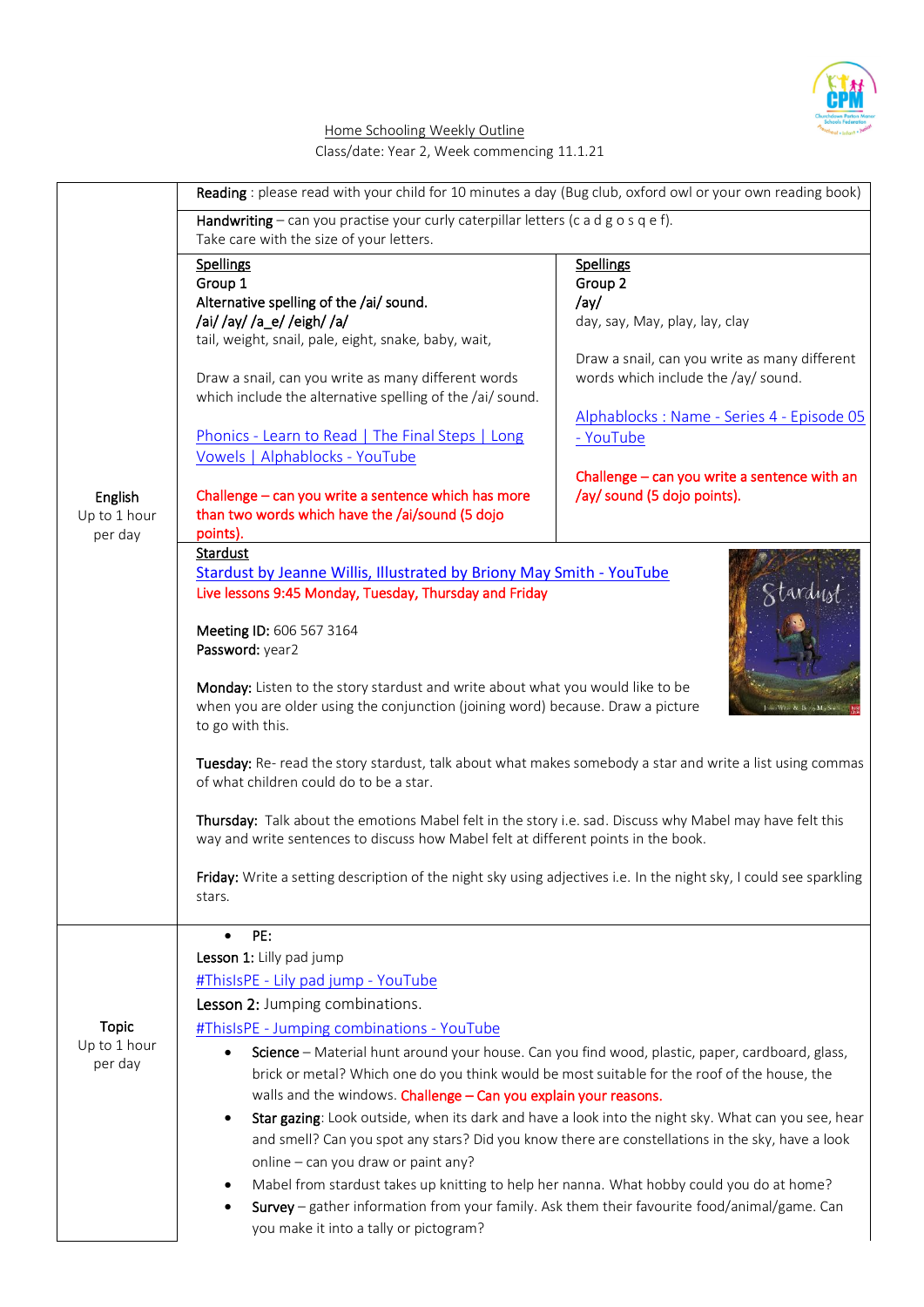Home Schooling Weekly Outline

Class/date: Year 2, Week commencing 11.1.21

| | | |
|---|---|---|
| English<br>Up to 1 hour per day | **Reading** : please read with your child for 10 minutes a day (Bug club, oxford owl or your own reading book) | |
| | **Handwriting** – can you practise your curly caterpillar letters (c a d g o s q e f).<br>Take care with the size of your letters. | |
| | **Spellings**<br>**Group 1**<br>**Alternative spelling of the /ai/ sound.**<br>**/ai/ /ay/ /a_e/ /eigh/ /a/**<br>tail, weight, snail, pale, eight, snake, baby, wait,<br><br>Draw a snail, can you write as many different words which include the alternative spelling of the /ai/ sound.<br><br>Phonics - Learn to Read \| The Final Steps \| Long Vowels \| Alphablocks - YouTube<br><br>Challenge – can you write a sentence which has more than two words which have the /ai/sound (5 dojo points). | **Spellings**<br>**Group 2**<br>**/ay/**<br>day, say, May, play, lay, clay<br><br>Draw a snail, can you write as many different words which include the /ay/ sound.<br><br>Alphablocks : Name - Series 4 - Episode 05 - YouTube<br><br>Challenge – can you write a sentence with an /ay/ sound (5 dojo points). |
| | **Stardust**<br>Stardust by Jeanne Willis, Illustrated by Briony May Smith - YouTube<br>Live lessons 9:45 Monday, Tuesday, Thursday and Friday<br><br>**Meeting ID:** 606 567 3164<br>**Password:** year2<br><br>**Monday:** Listen to the story stardust and write about what you would like to be when you are older using the conjunction (joining word) because. Draw a picture to go with this.<br><br>**Tuesday:** Re- read the story stardust, talk about what makes somebody a star and write a list using commas of what children could do to be a star.<br><br>**Thursday:** Talk about the emotions Mabel felt in the story i.e. sad. Discuss why Mabel may have felt this way and write sentences to discuss how Mabel felt at different points in the book.<br><br>**Friday:** Write a setting description of the night sky using adjectives i.e. In the night sky, I could see sparkling stars. | |
| Topic<br>Up to 1 hour per day | • PE:<br>**Lesson 1:** Lilly pad jump<br>#ThisIsPE - Lily pad jump - YouTube<br>**Lesson 2:** Jumping combinations.<br>#ThisIsPE - Jumping combinations - YouTube<br>• **Science** – Material hunt around your house. Can you find wood, plastic, paper, cardboard, glass, brick or metal? Which one do you think would be most suitable for the roof of the house, the walls and the windows. Challenge – Can you explain your reasons.<br>• **Star gazing**: Look outside, when its dark and have a look into the night sky. What can you see, hear and smell? Can you spot any stars? Did you know there are constellations in the sky, have a look online – can you draw or paint any?<br>• Mabel from stardust takes up knitting to help her nanna. What hobby could you do at home?<br>• **Survey** – gather information from your family. Ask them their favourite food/animal/game. Can you make it into a tally or pictogram? | |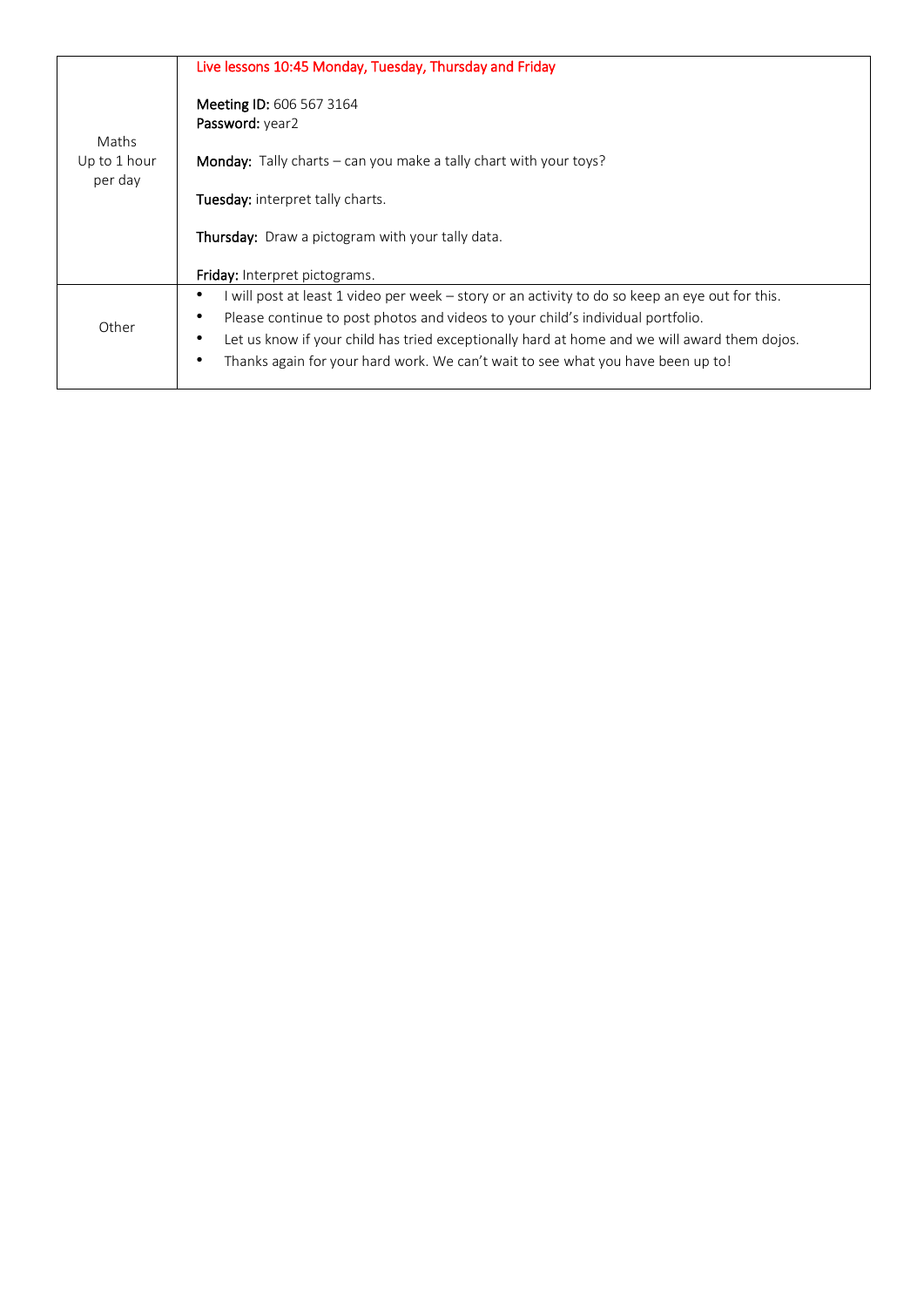| | |
|---|---|
| Maths<br>Up to 1 hour per day | Live lessons 10:45 Monday, Tuesday, Thursday and Friday<br><br>**Meeting ID:** 606 567 3164<br>**Password:** year2<br><br>**Monday:** Tally charts – can you make a tally chart with your toys?<br><br>**Tuesday:** interpret tally charts.<br><br>**Thursday:** Draw a pictogram with your tally data.<br><br>**Friday:** Interpret pictograms. |
| Other | • I will post at least 1 video per week – story or an activity to do so keep an eye out for this.<br>• Please continue to post photos and videos to your child's individual portfolio.<br>• Let us know if your child has tried exceptionally hard at home and we will award them dojos.<br>• Thanks again for your hard work. We can't wait to see what you have been up to! |